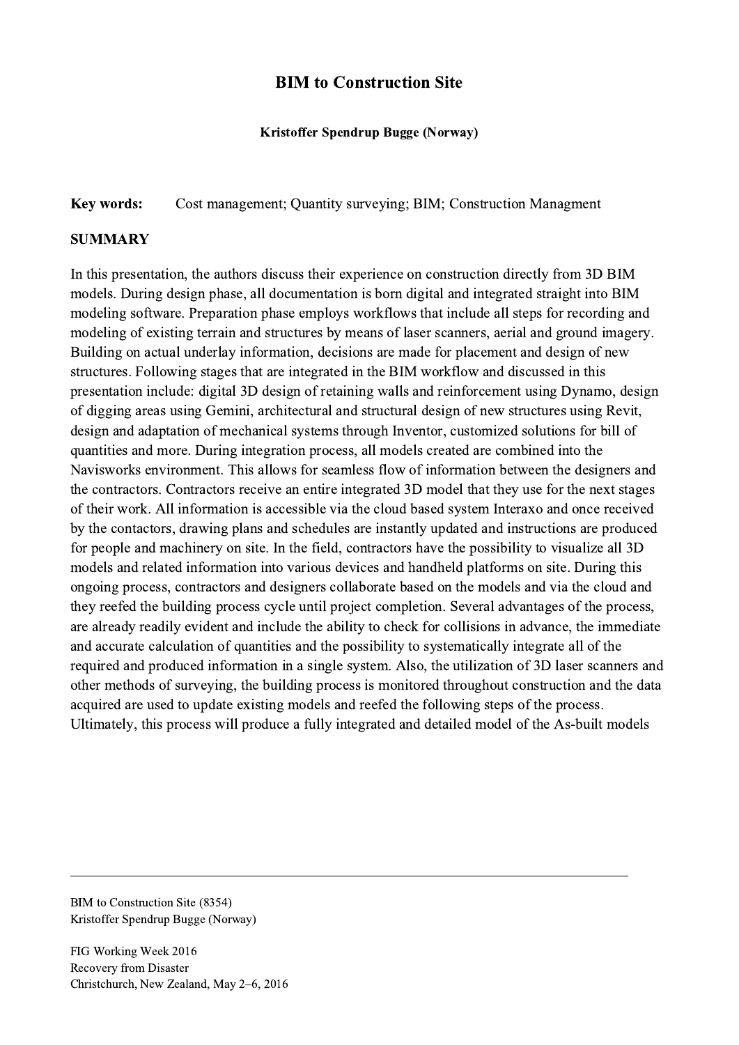# BIM to Construction Site

**Kristoffer Spendrup Bugge (Norway)**

**Key words:** Cost management; Quantity surveying; BIM; Construction Managment

## SUMMARY

In this presentation, the authors discuss their experience on construction directly from 3D BIM models. During design phase, all documentation is born digital and integrated straight into BIM modeling software. Preparation phase employs workflows that include all steps for recording and modeling of existing terrain and structures by means of laser scanners, aerial and ground imagery. Building on actual underlay information, decisions are made for placement and design of new structures. Following stages that are integrated in the BIM workflow and discussed in this presentation include: digital 3D design of retaining walls and reinforcement using Dynamo, design of digging areas using Gemini, architectural and structural design of new structures using Revit, design and adaptation of mechanical systems through Inventor, customized solutions for bill of quantities and more. During integration process, all models created are combined into the Navisworks environment. This allows for seamless flow of information between the designers and the contractors. Contractors receive an entire integrated 3D model that they use for the next stages of their work. All information is accessible via the cloud based system Interaxo and once received by the contactors, drawing plans and schedules are instantly updated and instructions are produced for people and machinery on site. In the field, contractors have the possibility to visualize all 3D models and related information into various devices and handheld platforms on site. During this ongoing process, contractors and designers collaborate based on the models and via the cloud and they reefed the building process cycle until project completion. Several advantages of the process, are already readily evident and include the ability to check for collisions in advance, the immediate and accurate calculation of quantities and the possibility to systematically integrate all of the required and produced information in a single system. Also, the utilization of 3D laser scanners and other methods of surveying, the building process is monitored throughout construction and the data acquired are used to update existing models and reefed the following steps of the process. Ultimately, this process will produce a fully integrated and detailed model of the As-built models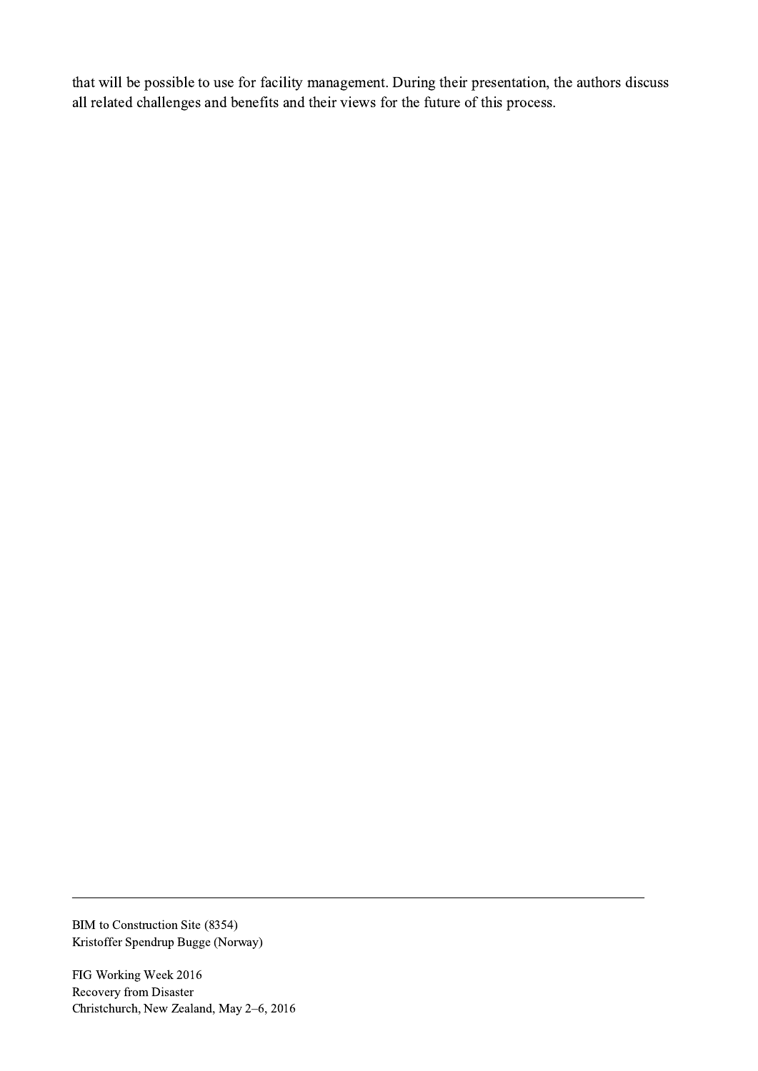that will be possible to use for facility management. During their presentation, the authors discuss all related challenges and benefits and their views for the future of this process.